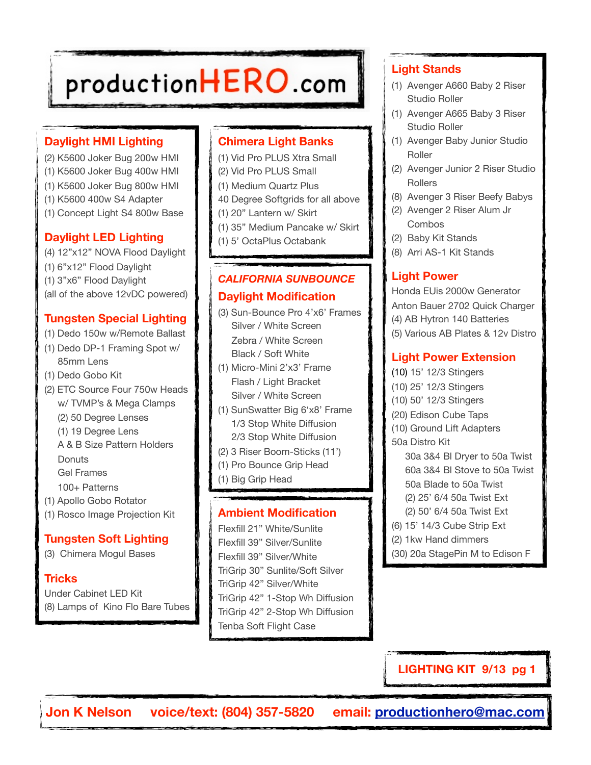# productionHERO.com

## Daylight HMI Lighting

- (2) K5600 Joker Bug 200w HMI
- (1) K5600 Joker Bug 400w HMI
- (1) K5600 Joker Bug 800w HMI
- (1) K5600 400w S4 Adapter
- (1) Concept Light S4 800w Base

## Daylight LED Lighting

- (4) 12"x12" NOVA Flood Daylight
- (1) 6"x12" Flood Daylight
- (1) 3"x6" Flood Daylight
- (all of the above 12vDC powered)

## Tungsten Special Lighting

- (1) Dedo 150w w/Remote Ballast
- (1) Dedo DP-1 Framing Spot w/ 85mm Lens
- (1) Dedo Gobo Kit
- (2) ETC Source Four 750w Heads w/ TVMP's & Mega Clamps
  - (2) 50 Degree Lenses
  - (1) 19 Degree Lens
  - A & B Size Pattern Holders
  - Donuts
  - Gel Frames
  - 100+ Patterns
- (1) Apollo Gobo Rotator
- (1) Rosco Image Projection Kit

## Tungsten Soft Lighting

- (3) Chimera Mogul Bases

## Tricks

- Under Cabinet LED Kit
- (8) Lamps of Kino Flo Bare Tubes

## Chimera Light Banks

- (1) Vid Pro PLUS Xtra Small
- (2) Vid Pro PLUS Small
- (1) Medium Quartz Plus
- 40 Degree Softgrids for all above
- (1) 20" Lantern w/ Skirt
- (1) 35" Medium Pancake w/ Skirt
- (1) 5' OctaPlus Octabank

## *CALIFORNIA SUNBOUNCE*
## Daylight Modification

- (3) Sun-Bounce Pro 4'x6' Frames
  - Silver / White Screen
  - Zebra / White Screen
  - Black / Soft White
- (1) Micro-Mini 2'x3' Frame
  - Flash / Light Bracket
  - Silver / White Screen
- (1) SunSwatter Big 6'x8' Frame
  - 1/3 Stop White Diffusion
  - 2/3 Stop White Diffusion
- (2) 3 Riser Boom-Sticks (11')
- (1) Pro Bounce Grip Head
- (1) Big Grip Head

## Ambient Modification

- Flexfill 21" White/Sunlite
- Flexfill 39" Silver/Sunlite
- Flexfill 39" Silver/White
- TriGrip 30" Sunlite/Soft Silver
- TriGrip 42" Silver/White
- TriGrip 42" 1-Stop Wh Diffusion
- TriGrip 42" 2-Stop Wh Diffusion
- Tenba Soft Flight Case

## Light Stands

- (1) Avenger A660 Baby 2 Riser Studio Roller
- (1) Avenger A665 Baby 3 Riser Studio Roller
- (1) Avenger Baby Junior Studio Roller
- (2) Avenger Junior 2 Riser Studio Rollers
- (8) Avenger 3 Riser Beefy Babys
- (2) Avenger 2 Riser Alum Jr Combos
- (2) Baby Kit Stands
- (8) Arri AS-1 Kit Stands

## Light Power

- Honda EUis 2000w Generator
- Anton Bauer 2702 Quick Charger
- (4) AB Hytron 140 Batteries
- (5) Various AB Plates & 12v Distro

## Light Power Extension

- (10) 15' 12/3 Stingers
- (10) 25' 12/3 Stingers
- (10) 50' 12/3 Stingers
- (20) Edison Cube Taps
- (10) Ground Lift Adapters
- 50a Distro Kit
  - 30a 3&4 Bl Dryer to 50a Twist
  - 60a 3&4 Bl Stove to 50a Twist
  - 50a Blade to 50a Twist
  - (2) 25' 6/4 50a Twist Ext
  - (2) 50' 6/4 50a Twist Ext
- (6) 15' 14/3 Cube Strip Ext
- (2) 1kw Hand dimmers
- (30) 20a StagePin M to Edison F

**LIGHTING KIT 9/13 pg 1**

**Jon K Nelson voice/text: (804) 357-5820 email: productionhero@mac.com**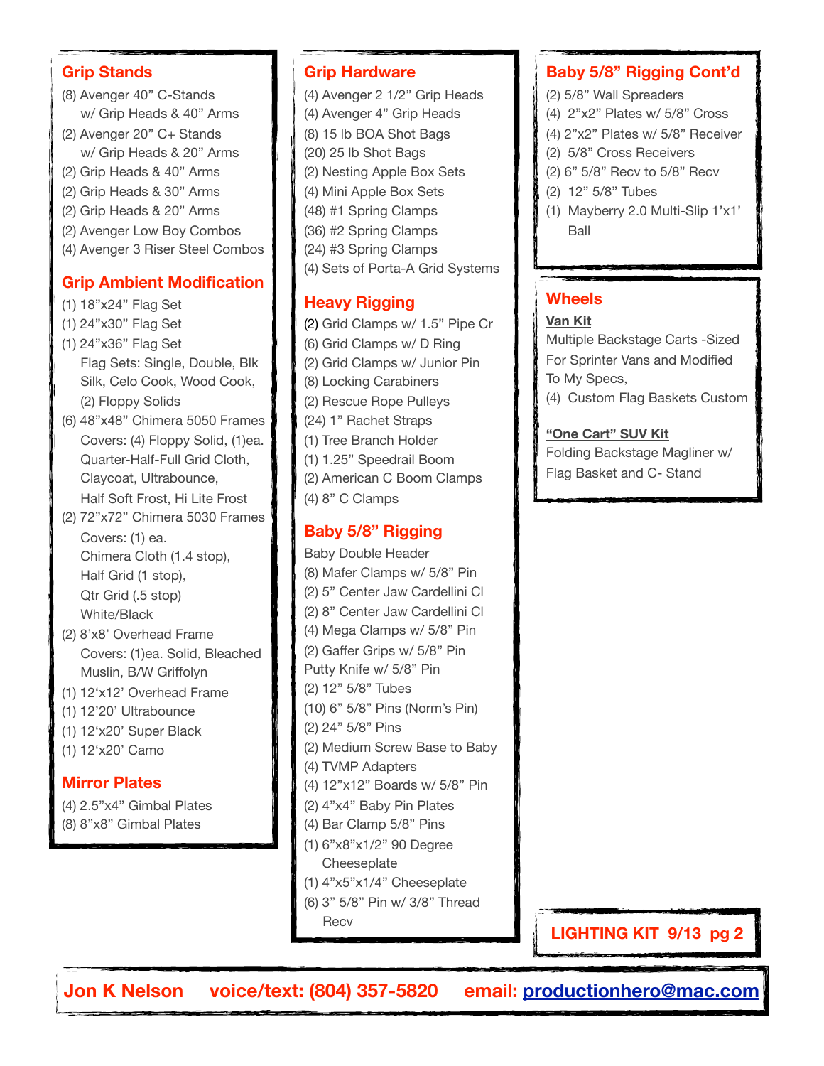## Grip Stands

(8) Avenger 40" C-Stands
  w/ Grip Heads & 40" Arms
(2) Avenger 20" C+ Stands
  w/ Grip Heads & 20" Arms
(2) Grip Heads & 40" Arms
(2) Grip Heads & 30" Arms
(2) Grip Heads & 20" Arms
(2) Avenger Low Boy Combos
(4) Avenger 3 Riser Steel Combos

## Grip Ambient Modification

(1) 18"x24" Flag Set
(1) 24"x30" Flag Set
(1) 24"x36" Flag Set
  Flag Sets: Single, Double, Blk Silk, Celo Cook, Wood Cook, (2) Floppy Solids
(6) 48"x48" Chimera 5050 Frames
  Covers: (4) Floppy Solid, (1)ea. Quarter-Half-Full Grid Cloth, Claycoat, Ultrabounce, Half Soft Frost, Hi Lite Frost
(2) 72"x72" Chimera 5030 Frames
  Covers: (1) ea.
  Chimera Cloth (1.4 stop),
  Half Grid (1 stop),
  Qtr Grid (.5 stop)
  White/Black
(2) 8'x8' Overhead Frame
  Covers: (1)ea. Solid, Bleached Muslin, B/W Griffolyn
(1) 12'x12' Overhead Frame
(1) 12'20' Ultrabounce
(1) 12'x20' Super Black
(1) 12'x20' Camo

## Mirror Plates

(4) 2.5"x4" Gimbal Plates
(8) 8"x8" Gimbal Plates

## Grip Hardware

(4) Avenger 2 1/2" Grip Heads
(4) Avenger 4" Grip Heads
(8) 15 lb BOA Shot Bags
(20) 25 lb Shot Bags
(2) Nesting Apple Box Sets
(4) Mini Apple Box Sets
(48) #1 Spring Clamps
(36) #2 Spring Clamps
(24) #3 Spring Clamps
(4) Sets of Porta-A Grid Systems

## Heavy Rigging

(2) Grid Clamps w/ 1.5" Pipe Cr
(6) Grid Clamps w/ D Ring
(2) Grid Clamps w/ Junior Pin
(8) Locking Carabiners
(2) Rescue Rope Pulleys
(24) 1" Rachet Straps
(1) Tree Branch Holder
(1) 1.25" Speedrail Boom
(2) American C Boom Clamps
(4) 8" C Clamps

## Baby 5/8" Rigging

Baby Double Header
(8) Mafer Clamps w/ 5/8" Pin
(2) 5" Center Jaw Cardellini Cl
(2) 8" Center Jaw Cardellini Cl
(4) Mega Clamps w/ 5/8" Pin
(2) Gaffer Grips w/ 5/8" Pin
Putty Knife w/ 5/8" Pin
(2) 12" 5/8" Tubes
(10) 6" 5/8" Pins (Norm's Pin)
(2) 24" 5/8" Pins
(2) Medium Screw Base to Baby
(4) TVMP Adapters
(4) 12"x12" Boards w/ 5/8" Pin
(2) 4"x4" Baby Pin Plates
(4) Bar Clamp 5/8" Pins
(1) 6"x8"x1/2" 90 Degree
  Cheeseplate
(1) 4"x5"x1/4" Cheeseplate
(6) 3" 5/8" Pin w/ 3/8" Thread
  Recv

## Baby 5/8" Rigging Cont'd

(2) 5/8" Wall Spreaders
(4) 2"x2" Plates w/ 5/8" Cross
(4) 2"x2" Plates w/ 5/8" Receiver
(2) 5/8" Cross Receivers
(2) 6" 5/8" Recv to 5/8" Recv
(2) 12" 5/8" Tubes
(1) Mayberry 2.0 Multi-Slip 1'x1' Ball

## Wheels

**Van Kit**

Multiple Backstage Carts -Sized For Sprinter Vans and Modified To My Specs,
(4) Custom Flag Baskets Custom

**"One Cart" SUV Kit**

Folding Backstage Magliner w/ Flag Basket and C- Stand

**LIGHTING KIT 9/13 pg 2**

**Jon K Nelson voice/text: (804) 357-5820 email: productionhero@mac.com**